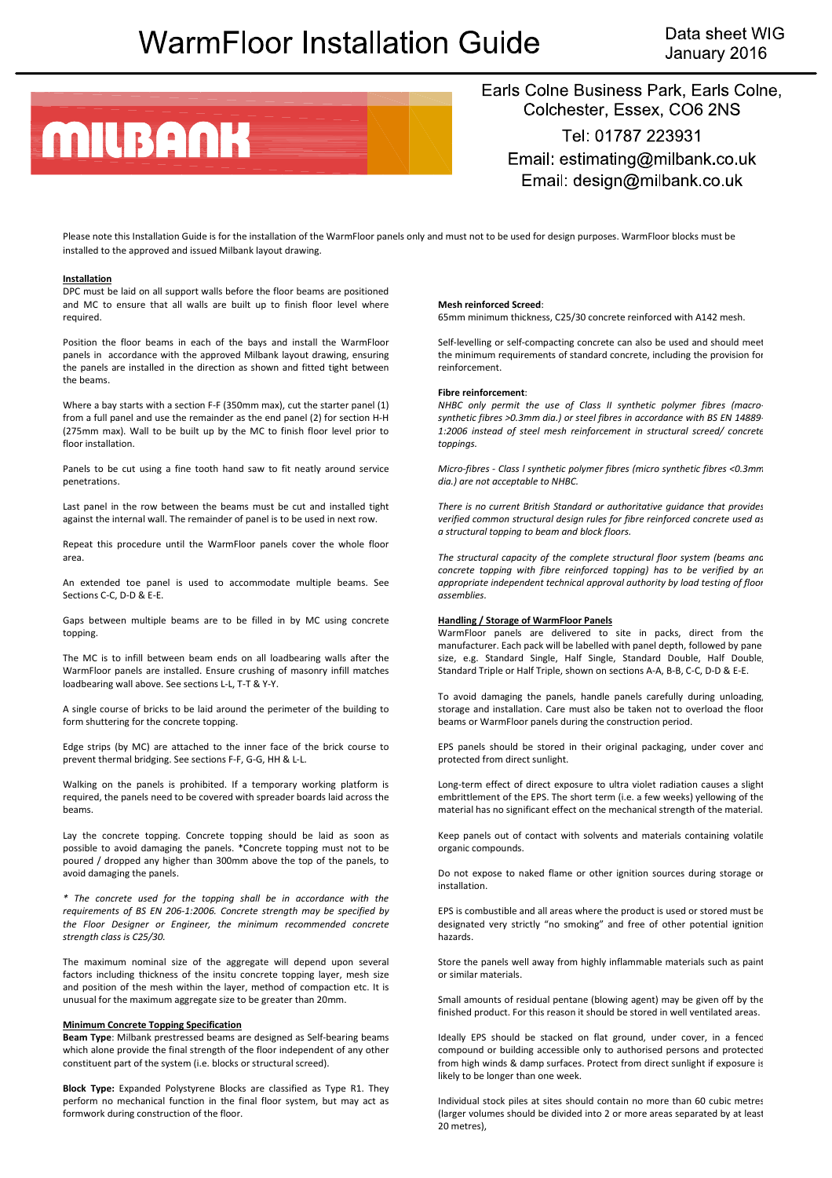# WarmFloor Installation Guide

Data sheet WIG
January 2016

MILBANK

Earls Colne Business Park, Earls Colne, Colchester, Essex, CO6 2NS
Tel: 01787 223931
Email: estimating@milbank.co.uk
Email: design@milbank.co.uk

Please note this Installation Guide is for the installation of the WarmFloor panels only and must not to be used for design purposes. WarmFloor blocks must be installed to the approved and issued Milbank layout drawing.

## Installation

DPC must be laid on all support walls before the floor beams are positioned and MC to ensure that all walls are built up to finish floor level where required.

Position the floor beams in each of the bays and install the WarmFloor panels in accordance with the approved Milbank layout drawing, ensuring the panels are installed in the direction as shown and fitted tight between the beams.

Where a bay starts with a section F-F (350mm max), cut the starter panel (1) from a full panel and use the remainder as the end panel (2) for section H-H (275mm max). Wall to be built up by the MC to finish floor level prior to floor installation.

Panels to be cut using a fine tooth hand saw to fit neatly around service penetrations.

Last panel in the row between the beams must be cut and installed tight against the internal wall. The remainder of panel is to be used in next row.

Repeat this procedure until the WarmFloor panels cover the whole floor area.

An extended toe panel is used to accommodate multiple beams. See Sections C-C, D-D & E-E.

Gaps between multiple beams are to be filled in by MC using concrete topping.

The MC is to infill between beam ends on all loadbearing walls after the WarmFloor panels are installed. Ensure crushing of masonry infill matches loadbearing wall above. See sections L-L, T-T & Y-Y.

A single course of bricks to be laid around the perimeter of the building to form shuttering for the concrete topping.

Edge strips (by MC) are attached to the inner face of the brick course to prevent thermal bridging. See sections F-F, G-G, HH & L-L.

Walking on the panels is prohibited. If a temporary working platform is required, the panels need to be covered with spreader boards laid across the beams.

Lay the concrete topping. Concrete topping should be laid as soon as possible to avoid damaging the panels. *Concrete topping must not to be poured / dropped any higher than 300mm above the top of the panels, to avoid damaging the panels.

*\* The concrete used for the topping shall be in accordance with the requirements of BS EN 206-1:2006. Concrete strength may be specified by the Floor Designer or Engineer, the minimum recommended concrete strength class is C25/30.*

The maximum nominal size of the aggregate will depend upon several factors including thickness of the insitu concrete topping layer, mesh size and position of the mesh within the layer, method of compaction etc. It is unusual for the maximum aggregate size to be greater than 20mm.

## Minimum Concrete Topping Specification

**Beam Type**: Milbank prestressed beams are designed as Self-bearing beams which alone provide the final strength of the floor independent of any other constituent part of the system (i.e. blocks or structural screed).

**Block Type:** Expanded Polystyrene Blocks are classified as Type R1. They perform no mechanical function in the final floor system, but may act as formwork during construction of the floor.

**Mesh reinforced Screed**:
65mm minimum thickness, C25/30 concrete reinforced with A142 mesh.

Self-levelling or self-compacting concrete can also be used and should meet the minimum requirements of standard concrete, including the provision for reinforcement.

**Fibre reinforcement**:
*NHBC only permit the use of Class II synthetic polymer fibres (macro-synthetic fibres >0.3mm dia.) or steel fibres in accordance with BS EN 14889-1:2006 instead of steel mesh reinforcement in structural screed/ concrete toppings.*

*Micro-fibres - Class I synthetic polymer fibres (micro synthetic fibres <0.3mm dia.) are not acceptable to NHBC.*

*There is no current British Standard or authoritative guidance that provides verified common structural design rules for fibre reinforced concrete used as a structural topping to beam and block floors.*

*The structural capacity of the complete structural floor system (beams and concrete topping with fibre reinforced topping) has to be verified by an appropriate independent technical approval authority by load testing of floor assemblies.*

## Handling / Storage of WarmFloor Panels

WarmFloor panels are delivered to site in packs, direct from the manufacturer. Each pack will be labelled with panel depth, followed by panel size, e.g. Standard Single, Half Single, Standard Double, Half Double, Standard Triple or Half Triple, shown on sections A-A, B-B, C-C, D-D & E-E.

To avoid damaging the panels, handle panels carefully during unloading, storage and installation. Care must also be taken not to overload the floor beams or WarmFloor panels during the construction period.

EPS panels should be stored in their original packaging, under cover and protected from direct sunlight.

Long-term effect of direct exposure to ultra violet radiation causes a slight embrittlement of the EPS. The short term (i.e. a few weeks) yellowing of the material has no significant effect on the mechanical strength of the material.

Keep panels out of contact with solvents and materials containing volatile organic compounds.

Do not expose to naked flame or other ignition sources during storage or installation.

EPS is combustible and all areas where the product is used or stored must be designated very strictly "no smoking" and free of other potential ignition hazards.

Store the panels well away from highly inflammable materials such as paint or similar materials.

Small amounts of residual pentane (blowing agent) may be given off by the finished product. For this reason it should be stored in well ventilated areas.

Ideally EPS should be stacked on flat ground, under cover, in a fenced compound or building accessible only to authorised persons and protected from high winds & damp surfaces. Protect from direct sunlight if exposure is likely to be longer than one week.

Individual stock piles at sites should contain no more than 60 cubic metres (larger volumes should be divided into 2 or more areas separated by at least 20 metres),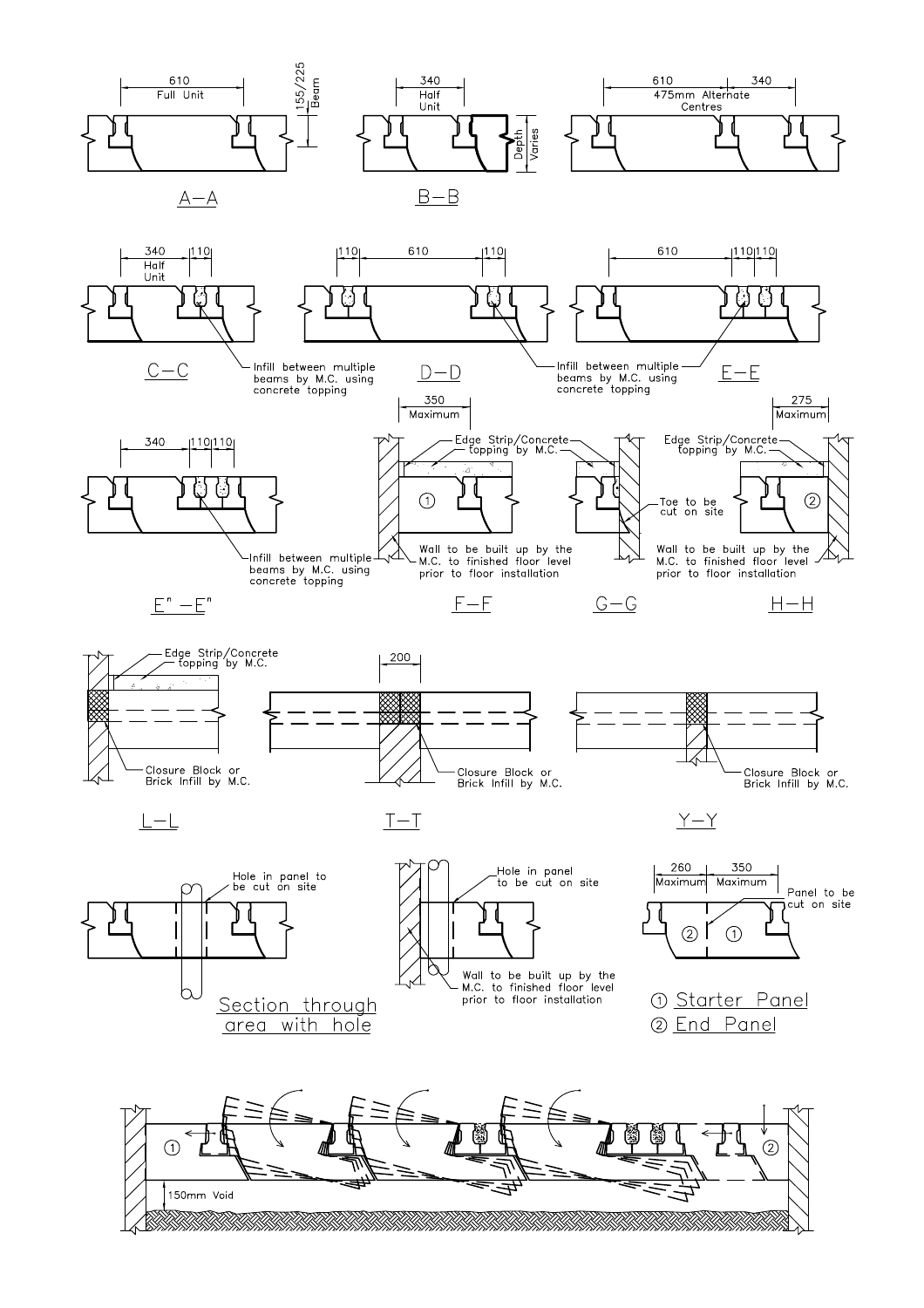A–A

610
Full Unit
155/225
Beam

B–B

340
Half
Unit
Depth
Varies

610
340
475mm Alternate
Centres

C–C

340
Half
Unit
110

Infill between multiple
beams by M.C. using
concrete topping

D–D

110
610
110

Infill between multiple
beams by M.C. using
concrete topping

E–E

610
110
110

E" –E"

340
110
110

Infill between multiple
beams by M.C. using
concrete topping

F–F

350
Maximum

Edge Strip/Concrete
topping by M.C.

①

Wall to be built up by the
M.C. to finished floor level
prior to floor installation

G–G

Toe to be
cut on site

H–H

275
Maximum

Edge Strip/Concrete
topping by M.C.

②

Wall to be built up by the
M.C. to finished floor level
prior to floor installation

L–L

Edge Strip/Concrete
topping by M.C.

Closure Block or
Brick Infill by M.C.

T–T

200

Closure Block or
Brick Infill by M.C.

Y–Y

Closure Block or
Brick Infill by M.C.

Hole in panel to
be cut on site

Section through
area with hole

Hole in panel
to be cut on site

Wall to be built up by the
M.C. to finished floor level
prior to floor installation

260
Maximum
350
Maximum

Panel to be
cut on site

② ①

① Starter Panel
② End Panel

①
②
150mm Void